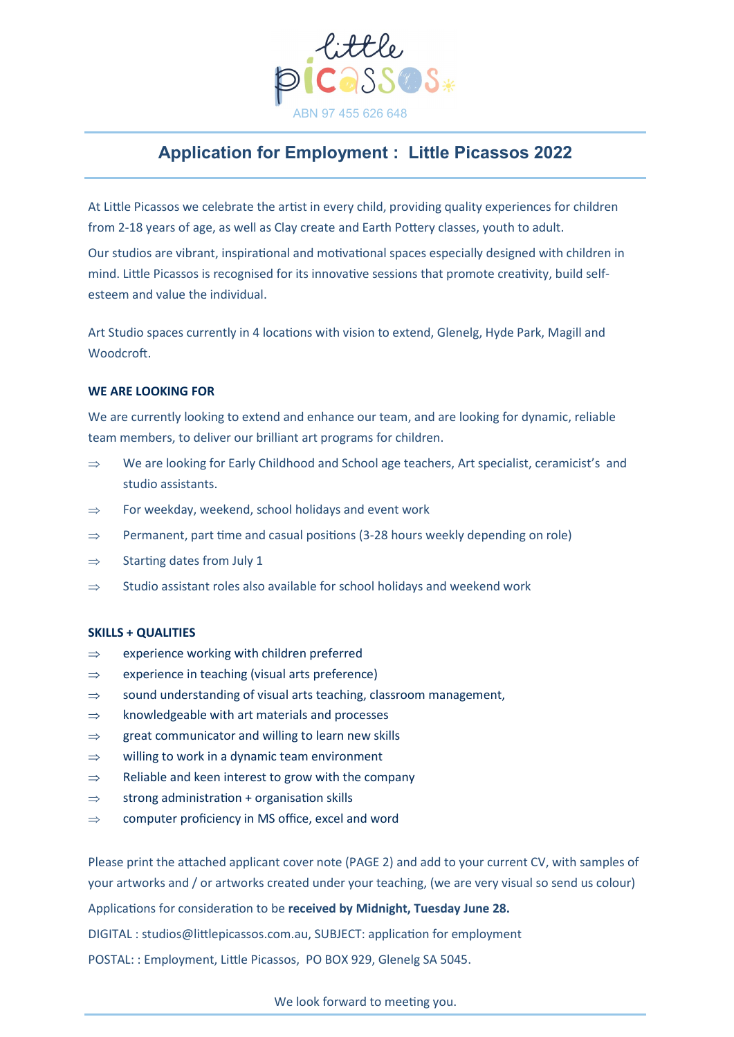little picassos

ABN 97 455 626 648

# Application for Employment : Little Picassos 2022

At Little Picassos we celebrate the artist in every child, providing quality experiences for children from 2-18 years of age, as well as Clay create and Earth Pottery classes, youth to adult.

Our studios are vibrant, inspirational and motivational spaces especially designed with children in mind. Little Picassos is recognised for its innovative sessions that promote creativity, build self-esteem and value the individual.

Art Studio spaces currently in 4 locations with vision to extend, Glenelg, Hyde Park, Magill and Woodcroft.

**WE ARE LOOKING FOR**

We are currently looking to extend and enhance our team, and are looking for dynamic, reliable team members, to deliver our brilliant art programs for children.

⇒ We are looking for Early Childhood and School age teachers, Art specialist, ceramicist's and studio assistants.

⇒ For weekday, weekend, school holidays and event work

⇒ Permanent, part time and casual positions (3-28 hours weekly depending on role)

⇒ Starting dates from July 1

⇒ Studio assistant roles also available for school holidays and weekend work

**SKILLS + QUALITIES**

⇒ experience working with children preferred

⇒ experience in teaching (visual arts preference)

⇒ sound understanding of visual arts teaching, classroom management,

⇒ knowledgeable with art materials and processes

⇒ great communicator and willing to learn new skills

⇒ willing to work in a dynamic team environment

⇒ Reliable and keen interest to grow with the company

⇒ strong administration + organisation skills

⇒ computer proficiency in MS office, excel and word

Please print the attached applicant cover note (PAGE 2) and add to your current CV, with samples of your artworks and / or artworks created under your teaching, (we are very visual so send us colour)

Applications for consideration to be **received by Midnight, Tuesday June 28.**

DIGITAL : studios@littlepicassos.com.au, SUBJECT: application for employment

POSTAL: : Employment, Little Picassos, PO BOX 929, Glenelg SA 5045.

We look forward to meeting you.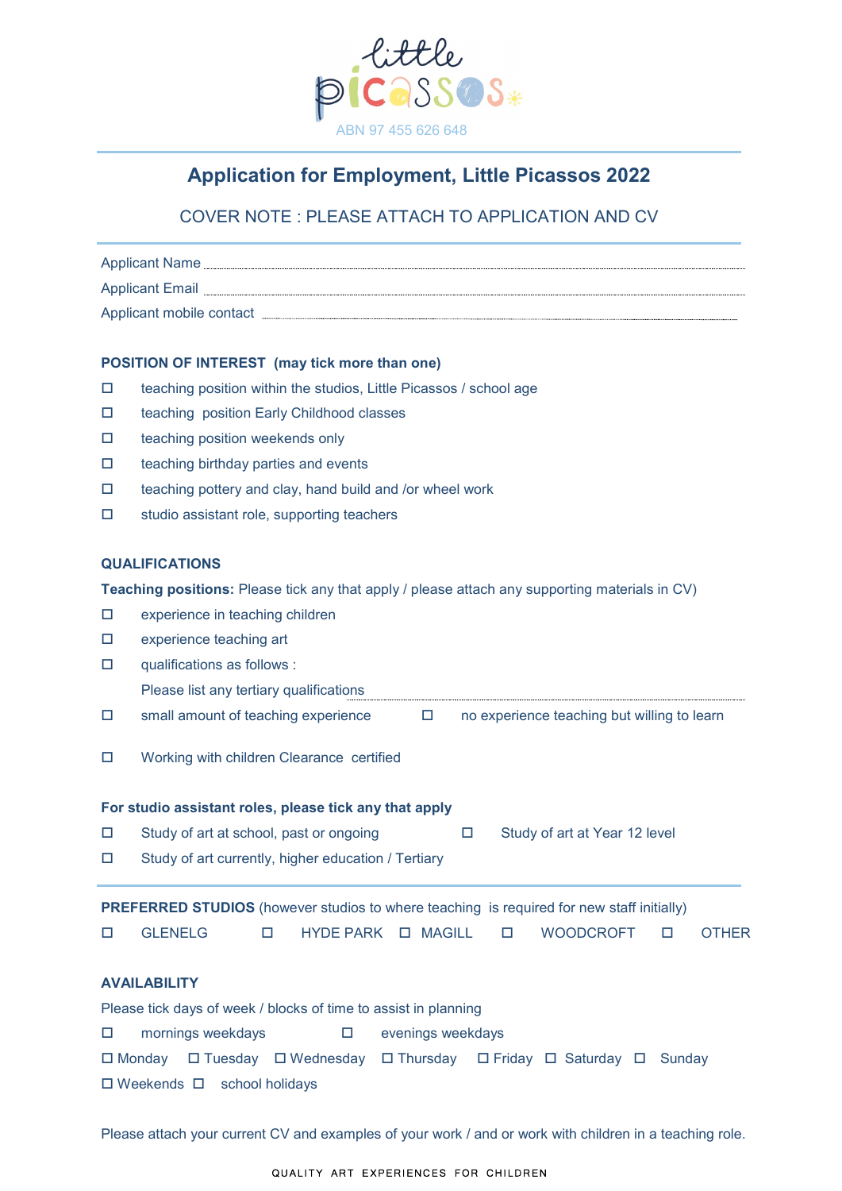little picassos

ABN 97 455 626 648

# Application for Employment, Little Picassos 2022

## COVER NOTE : PLEASE ATTACH TO APPLICATION AND CV

Applicant Name ................................................................

Applicant Email ................................................................

Applicant mobile contact ................................................................

**POSITION OF INTEREST (may tick more than one)**

- ☐ teaching position within the studios, Little Picassos / school age
- ☐ teaching position Early Childhood classes
- ☐ teaching position weekends only
- ☐ teaching birthday parties and events
- ☐ teaching pottery and clay, hand build and /or wheel work
- ☐ studio assistant role, supporting teachers

**QUALIFICATIONS**

**Teaching positions:** Please tick any that apply / please attach any supporting materials in CV)

- ☐ experience in teaching children
- ☐ experience teaching art
- ☐ qualifications as follows :

  Please list any tertiary qualifications ................................................................

- ☐ small amount of teaching experience ☐ no experience teaching but willing to learn
- ☐ Working with children Clearance certified

**For studio assistant roles, please tick any that apply**

- ☐ Study of art at school, past or ongoing ☐ Study of art at Year 12 level
- ☐ Study of art currently, higher education / Tertiary

**PREFERRED STUDIOS** (however studios to where teaching is required for new staff initially)

☐ GLENELG ☐ HYDE PARK ☐ MAGILL ☐ WOODCROFT ☐ OTHER

**AVAILABILITY**

Please tick days of week / blocks of time to assist in planning

☐ mornings weekdays ☐ evenings weekdays

☐ Monday ☐ Tuesday ☐ Wednesday ☐ Thursday ☐ Friday ☐ Saturday ☐ Sunday

☐ Weekends ☐ school holidays

Please attach your current CV and examples of your work / and or work with children in a teaching role.

QUALITY ART EXPERIENCES FOR CHILDREN